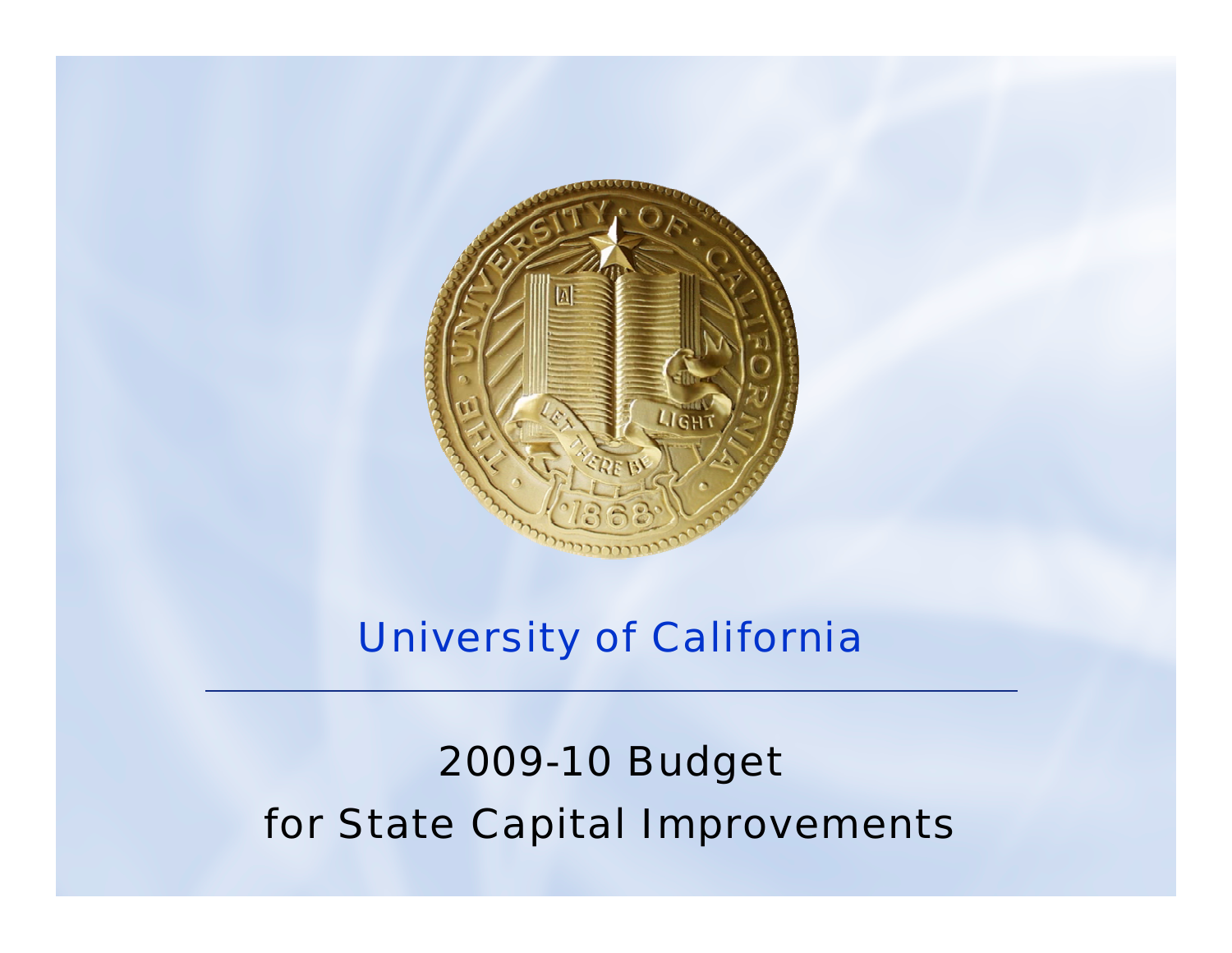# University of California

## 2009-10 Budget for State Capital Improvements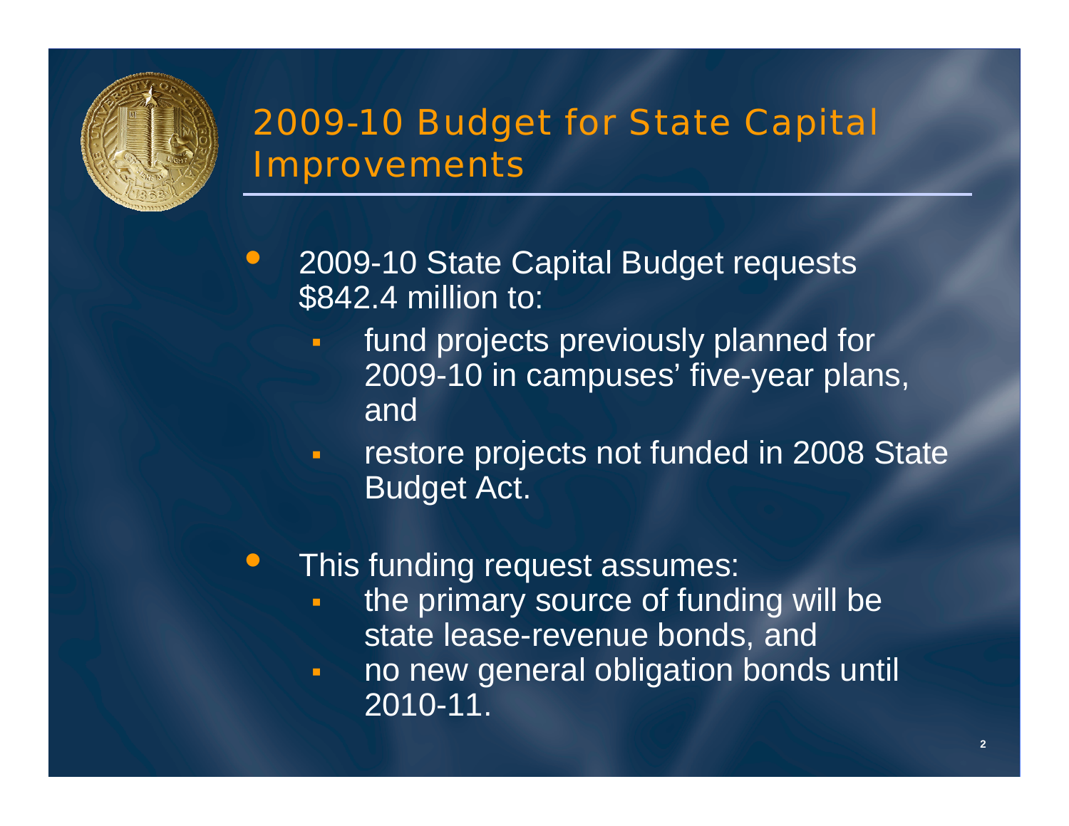## 2009-10 Budget for State Capital Improvements

- 2009-10 State Capital Budget requests \$842.4 million to:
  - fund projects previously planned for 2009-10 in campuses' five-year plans, and
  - restore projects not funded in 2008 State Budget Act.
- This funding request assumes:
  - the primary source of funding will be state lease-revenue bonds, and
  - no new general obligation bonds until 2010-11.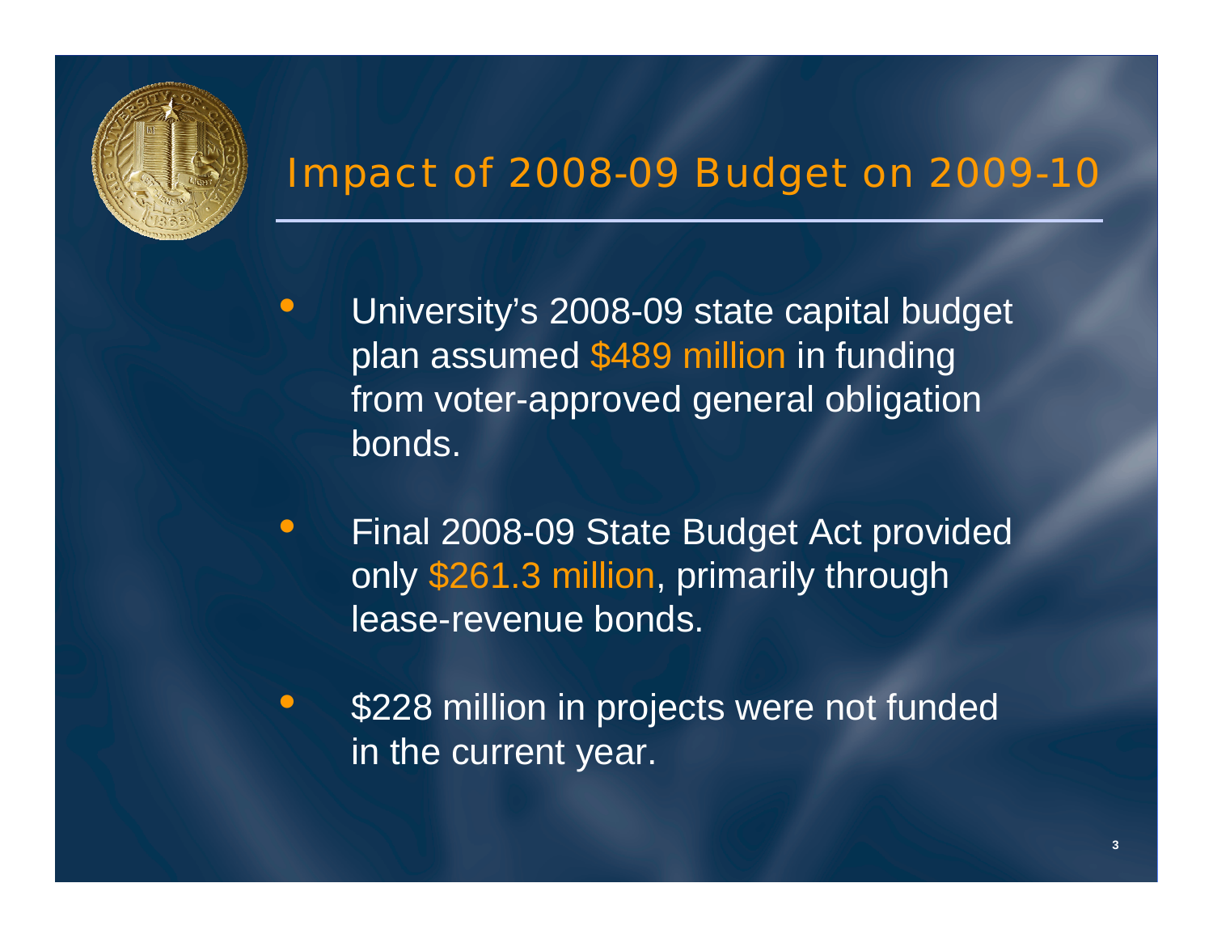# Impact of 2008-09 Budget on 2009-10

- University's 2008-09 state capital budget plan assumed $489 million in funding from voter-approved general obligation bonds.
- Final 2008-09 State Budget Act provided only $261.3 million, primarily through lease-revenue bonds.
- $228 million in projects were not funded in the current year.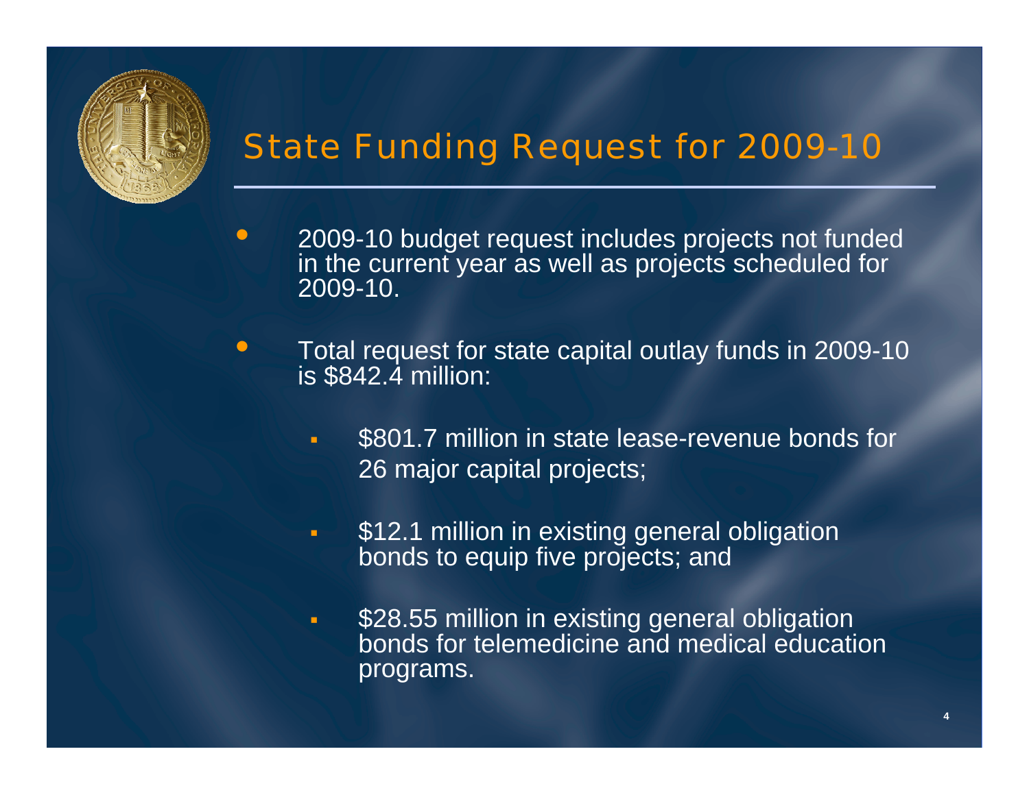# State Funding Request for 2009-10

- 2009-10 budget request includes projects not funded in the current year as well as projects scheduled for 2009-10.
- Total request for state capital outlay funds in 2009-10 is $842.4 million:
  - $801.7 million in state lease-revenue bonds for 26 major capital projects;
  - $12.1 million in existing general obligation bonds to equip five projects; and
  - $28.55 million in existing general obligation bonds for telemedicine and medical education programs.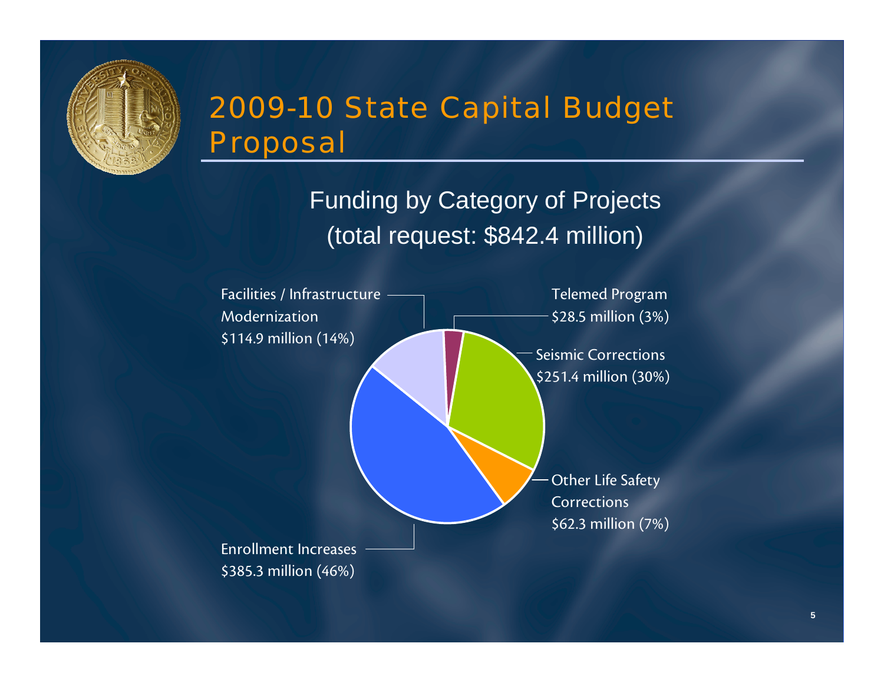# 2009-10 State Capital Budget Proposal

## Funding by Category of Projects
(total request: $842.4 million)

- Facilities / Infrastructure Modernization $114.9 million (14%)
- Telemed Program $28.5 million (3%)
- Seismic Corrections $251.4 million (30%)
- Other Life Safety Corrections $62.3 million (7%)
- Enrollment Increases $385.3 million (46%)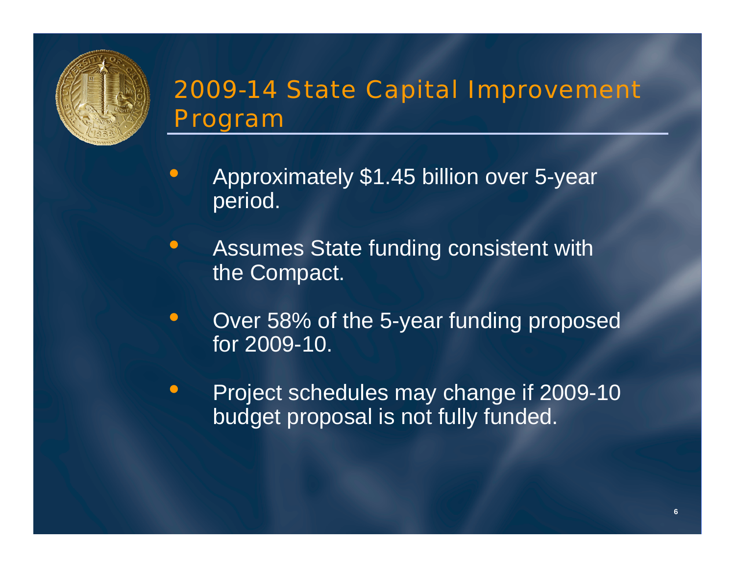# 2009-14 State Capital Improvement Program

- Approximately $1.45 billion over 5-year period.
- Assumes State funding consistent with the Compact.
- Over 58% of the 5-year funding proposed for 2009-10.
- Project schedules may change if 2009-10 budget proposal is not fully funded.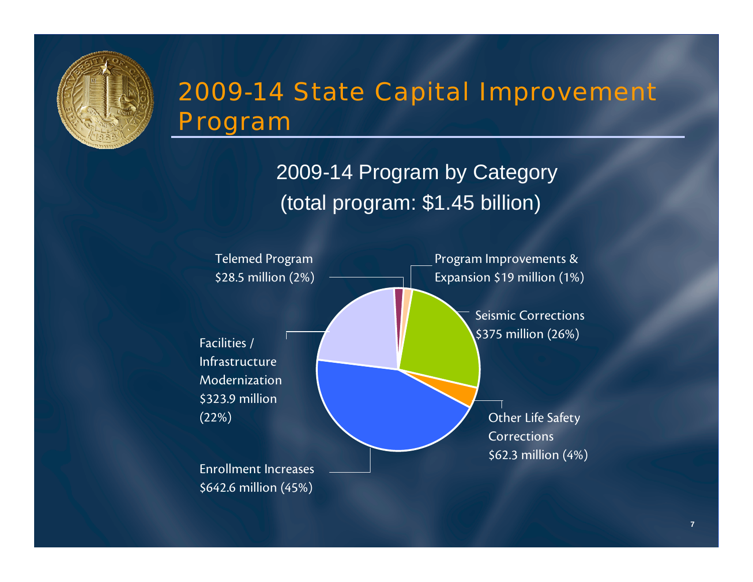# 2009-14 State Capital Improvement Program

## 2009-14 Program by Category
## (total program: $1.45 billion)

- Telemed Program $28.5 million (2%)
- Program Improvements & Expansion $19 million (1%)
- Seismic Corrections $375 million (26%)
- Other Life Safety Corrections $62.3 million (4%)
- Enrollment Increases $642.6 million (45%)
- Facilities / Infrastructure Modernization $323.9 million (22%)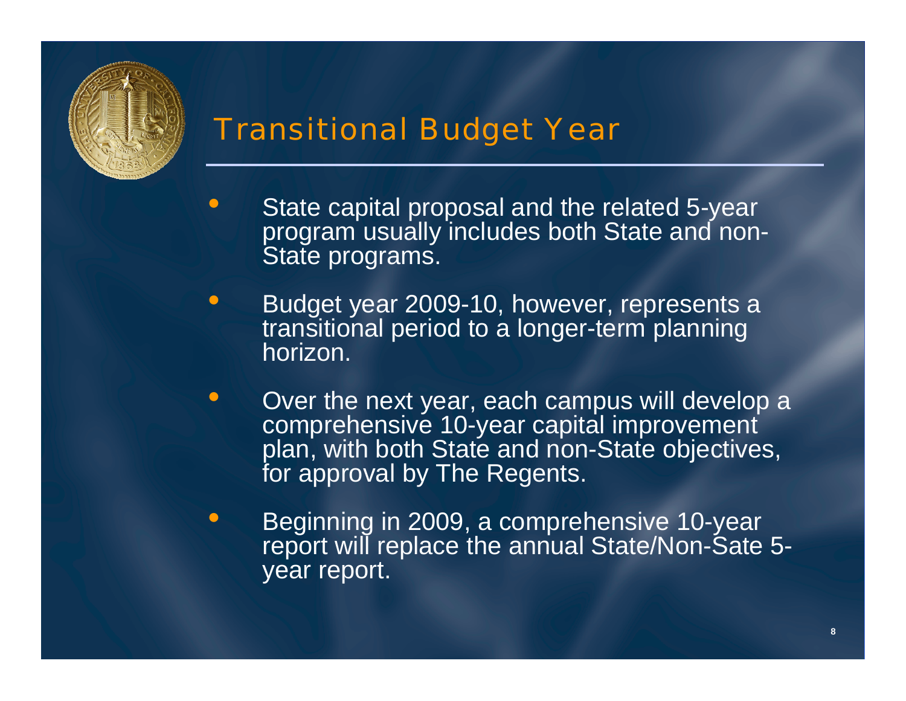# Transitional Budget Year

- State capital proposal and the related 5-year program usually includes both State and non-State programs.
- Budget year 2009-10, however, represents a transitional period to a longer-term planning horizon.
- Over the next year, each campus will develop a comprehensive 10-year capital improvement plan, with both State and non-State objectives, for approval by The Regents.
- Beginning in 2009, a comprehensive 10-year report will replace the annual State/Non-Sate 5-year report.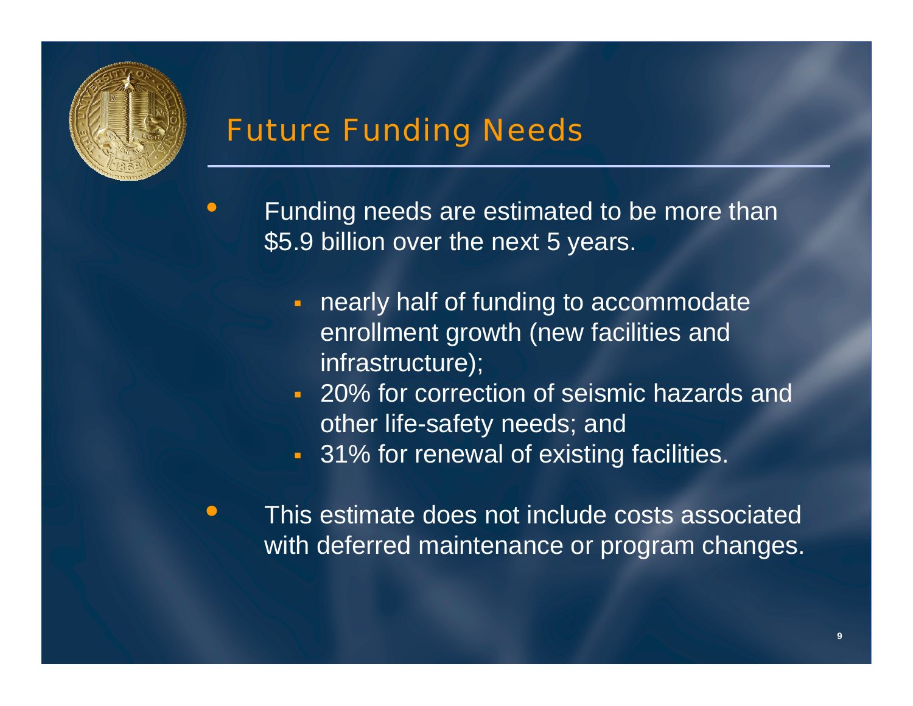# Future Funding Needs

- Funding needs are estimated to be more than $5.9 billion over the next 5 years.
  - nearly half of funding to accommodate enrollment growth (new facilities and infrastructure);
  - 20% for correction of seismic hazards and other life-safety needs; and
  - 31% for renewal of existing facilities.
- This estimate does not include costs associated with deferred maintenance or program changes.